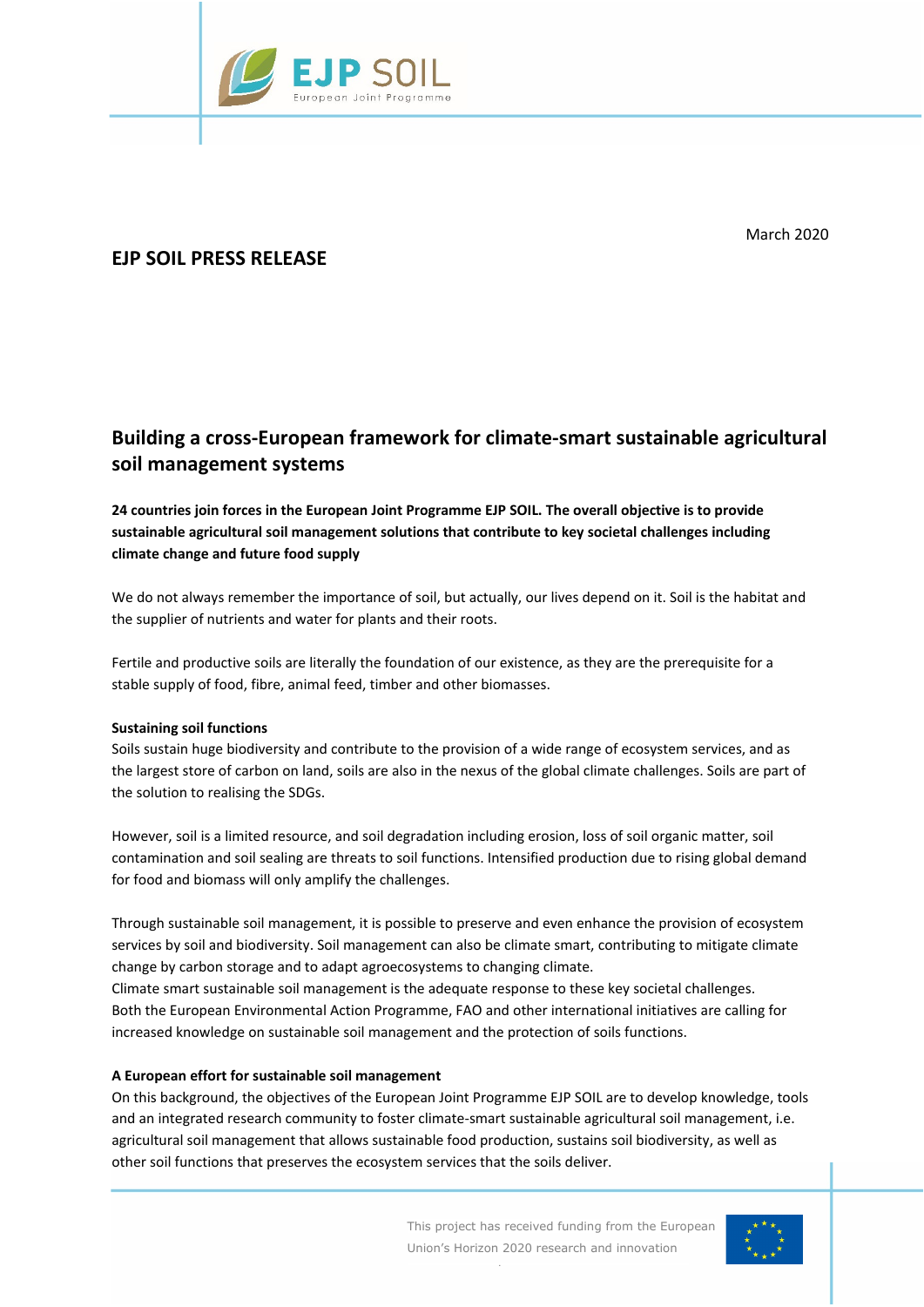March 2020

## EJP SOIL PRESS RELEASE

# Building a cross-European framework for climate-smart sustainable agricultural soil management systems

**24 countries join forces in the European Joint Programme EJP SOIL. The overall objective is to provide sustainable agricultural soil management solutions that contribute to key societal challenges including climate change and future food supply**

We do not always remember the importance of soil, but actually, our lives depend on it. Soil is the habitat and the supplier of nutrients and water for plants and their roots.

Fertile and productive soils are literally the foundation of our existence, as they are the prerequisite for a stable supply of food, fibre, animal feed, timber and other biomasses.

**Sustaining soil functions**

Soils sustain huge biodiversity and contribute to the provision of a wide range of ecosystem services, and as the largest store of carbon on land, soils are also in the nexus of the global climate challenges. Soils are part of the solution to realising the SDGs.

However, soil is a limited resource, and soil degradation including erosion, loss of soil organic matter, soil contamination and soil sealing are threats to soil functions. Intensified production due to rising global demand for food and biomass will only amplify the challenges.

Through sustainable soil management, it is possible to preserve and even enhance the provision of ecosystem services by soil and biodiversity. Soil management can also be climate smart, contributing to mitigate climate change by carbon storage and to adapt agroecosystems to changing climate.
Climate smart sustainable soil management is the adequate response to these key societal challenges.
Both the European Environmental Action Programme, FAO and other international initiatives are calling for increased knowledge on sustainable soil management and the protection of soils functions.

**A European effort for sustainable soil management**

On this background, the objectives of the European Joint Programme EJP SOIL are to develop knowledge, tools and an integrated research community to foster climate-smart sustainable agricultural soil management, i.e. agricultural soil management that allows sustainable food production, sustains soil biodiversity, as well as other soil functions that preserves the ecosystem services that the soils deliver.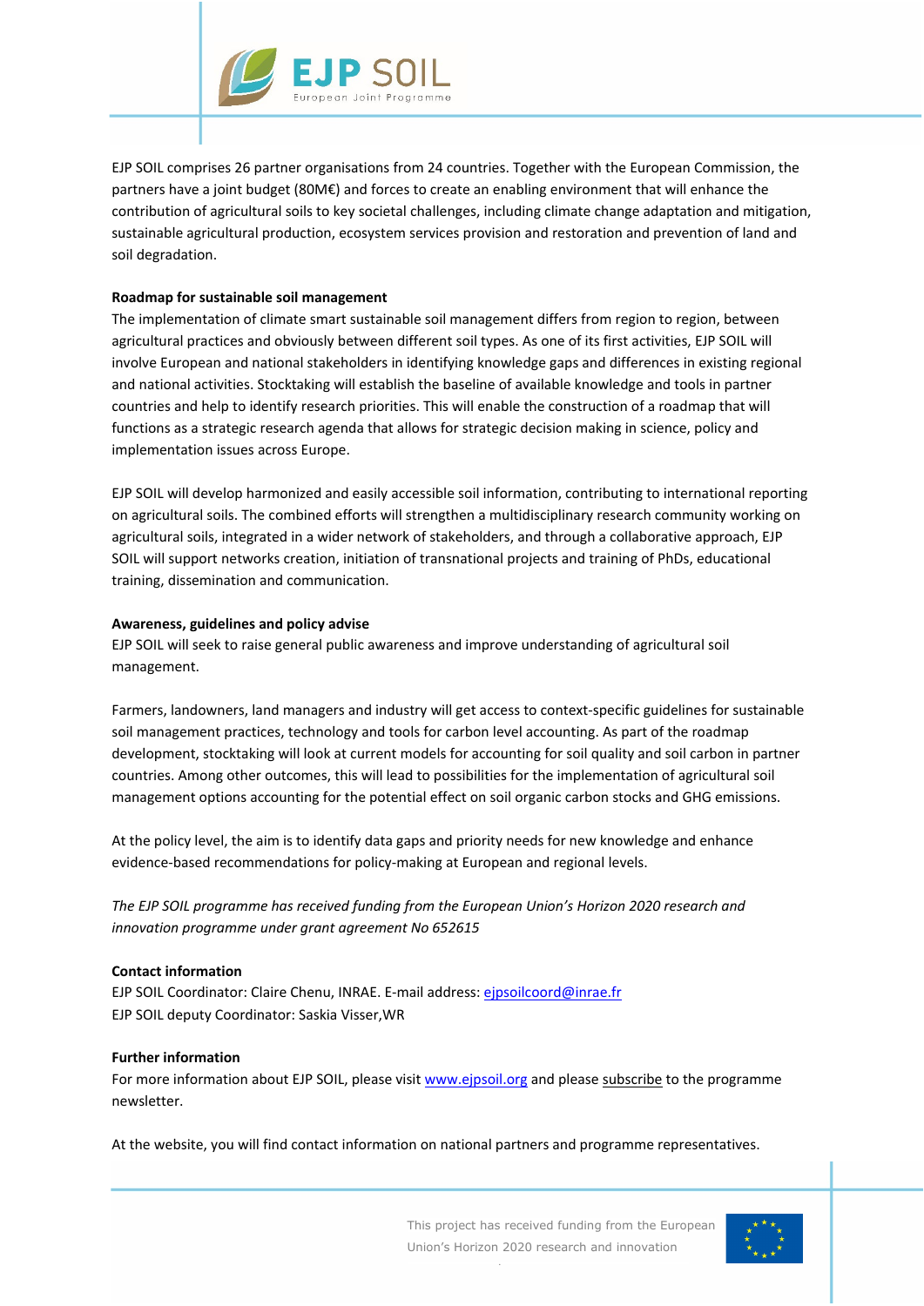EJP SOIL comprises 26 partner organisations from 24 countries. Together with the European Commission, the partners have a joint budget (80M€) and forces to create an enabling environment that will enhance the contribution of agricultural soils to key societal challenges, including climate change adaptation and mitigation, sustainable agricultural production, ecosystem services provision and restoration and prevention of land and soil degradation.

**Roadmap for sustainable soil management**

The implementation of climate smart sustainable soil management differs from region to region, between agricultural practices and obviously between different soil types. As one of its first activities, EJP SOIL will involve European and national stakeholders in identifying knowledge gaps and differences in existing regional and national activities. Stocktaking will establish the baseline of available knowledge and tools in partner countries and help to identify research priorities. This will enable the construction of a roadmap that will functions as a strategic research agenda that allows for strategic decision making in science, policy and implementation issues across Europe.

EJP SOIL will develop harmonized and easily accessible soil information, contributing to international reporting on agricultural soils. The combined efforts will strengthen a multidisciplinary research community working on agricultural soils, integrated in a wider network of stakeholders, and through a collaborative approach, EJP SOIL will support networks creation, initiation of transnational projects and training of PhDs, educational training, dissemination and communication.

**Awareness, guidelines and policy advise**

EJP SOIL will seek to raise general public awareness and improve understanding of agricultural soil management.

Farmers, landowners, land managers and industry will get access to context-specific guidelines for sustainable soil management practices, technology and tools for carbon level accounting. As part of the roadmap development, stocktaking will look at current models for accounting for soil quality and soil carbon in partner countries. Among other outcomes, this will lead to possibilities for the implementation of agricultural soil management options accounting for the potential effect on soil organic carbon stocks and GHG emissions.

At the policy level, the aim is to identify data gaps and priority needs for new knowledge and enhance evidence-based recommendations for policy-making at European and regional levels.

*The EJP SOIL programme has received funding from the European Union's Horizon 2020 research and innovation programme under grant agreement No 652615*

**Contact information**

EJP SOIL Coordinator: Claire Chenu, INRAE. E-mail address: ejpsoilcoord@inrae.fr

EJP SOIL deputy Coordinator: Saskia Visser,WR

**Further information**

For more information about EJP SOIL, please visit www.ejpsoil.org and please subscribe to the programme newsletter.

At the website, you will find contact information on national partners and programme representatives.